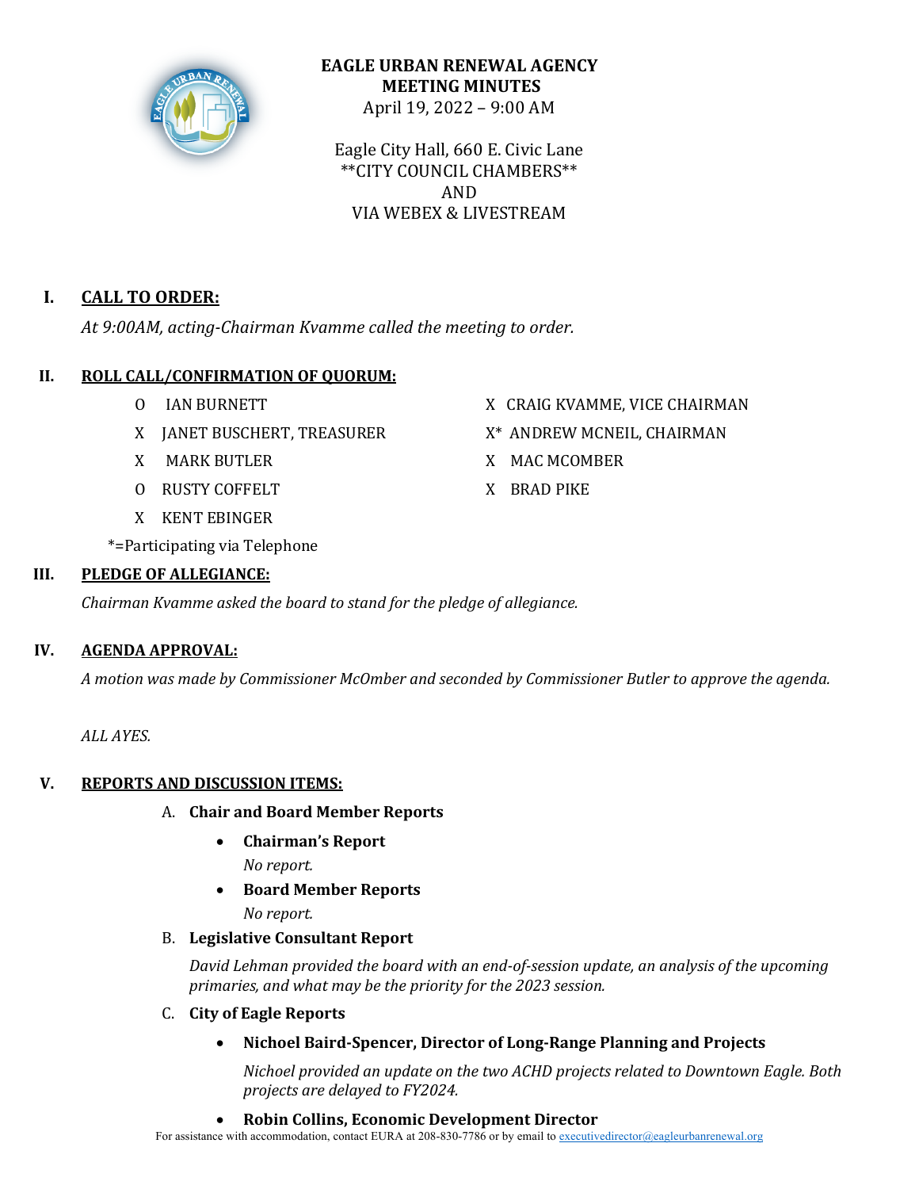# EAGLE URBAN RENEWAL AGENCY
## MEETING MINUTES

April 19, 2022 – 9:00 AM

Eagle City Hall, 660 E. Civic Lane
**CITY COUNCIL CHAMBERS**
AND
VIA WEBEX & LIVESTREAM

## I. CALL TO ORDER:

*At 9:00AM, acting-Chairman Kvamme called the meeting to order.*

## II. ROLL CALL/CONFIRMATION OF QUORUM:

- O IAN BURNETT
- X JANET BUSCHERT, TREASURER
- X MARK BUTLER
- O RUSTY COFFELT
- X KENT EBINGER
- X CRAIG KVAMME, VICE CHAIRMAN
- X* ANDREW MCNEIL, CHAIRMAN
- X MAC MCOMBER
- X BRAD PIKE

*=Participating via Telephone

## III. PLEDGE OF ALLEGIANCE:

*Chairman Kvamme asked the board to stand for the pledge of allegiance.*

## IV. AGENDA APPROVAL:

*A motion was made by Commissioner McOmber and seconded by Commissioner Butler to approve the agenda.*

*ALL AYES.*

## V. REPORTS AND DISCUSSION ITEMS:

A. **Chair and Board Member Reports**

- **Chairman's Report**

  *No report.*

- **Board Member Reports**

  *No report.*

B. **Legislative Consultant Report**

*David Lehman provided the board with an end-of-session update, an analysis of the upcoming primaries, and what may be the priority for the 2023 session.*

C. **City of Eagle Reports**

- **Nichoel Baird-Spencer, Director of Long-Range Planning and Projects**

  *Nichoel provided an update on the two ACHD projects related to Downtown Eagle. Both projects are delayed to FY2024.*

- **Robin Collins, Economic Development Director**

For assistance with accommodation, contact EURA at 208-830-7786 or by email to executivedirector@eagleurbanrenewal.org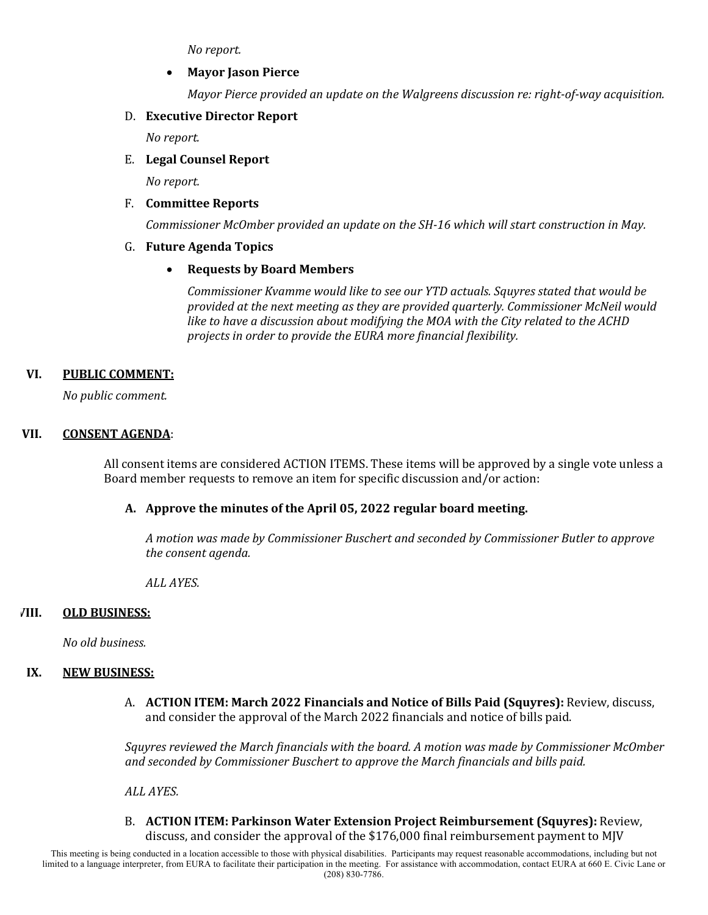*No report.*

- **Mayor Jason Pierce**

  *Mayor Pierce provided an update on the Walgreens discussion re: right-of-way acquisition.*

D. **Executive Director Report**

*No report.*

E. **Legal Counsel Report**

*No report.*

F. **Committee Reports**

*Commissioner McOmber provided an update on the SH-16 which will start construction in May.*

G. **Future Agenda Topics**

- **Requests by Board Members**

  *Commissioner Kvamme would like to see our YTD actuals. Squyres stated that would be provided at the next meeting as they are provided quarterly. Commissioner McNeil would like to have a discussion about modifying the MOA with the City related to the ACHD projects in order to provide the EURA more financial flexibility.*

## VI. PUBLIC COMMENT:

*No public comment.*

## VII. CONSENT AGENDA:

All consent items are considered ACTION ITEMS. These items will be approved by a single vote unless a Board member requests to remove an item for specific discussion and/or action:

**A. Approve the minutes of the April 05, 2022 regular board meeting.**

*A motion was made by Commissioner Buschert and seconded by Commissioner Butler to approve the consent agenda.*

*ALL AYES.*

## VIII. OLD BUSINESS:

*No old business.*

## IX. NEW BUSINESS:

A. **ACTION ITEM: March 2022 Financials and Notice of Bills Paid (Squyres):** Review, discuss, and consider the approval of the March 2022 financials and notice of bills paid.

*Squyres reviewed the March financials with the board. A motion was made by Commissioner McOmber and seconded by Commissioner Buschert to approve the March financials and bills paid.*

*ALL AYES.*

B. **ACTION ITEM: Parkinson Water Extension Project Reimbursement (Squyres):** Review, discuss, and consider the approval of the $176,000 final reimbursement payment to MJV

This meeting is being conducted in a location accessible to those with physical disabilities. Participants may request reasonable accommodations, including but not limited to a language interpreter, from EURA to facilitate their participation in the meeting. For assistance with accommodation, contact EURA at 660 E. Civic Lane or (208) 830-7786.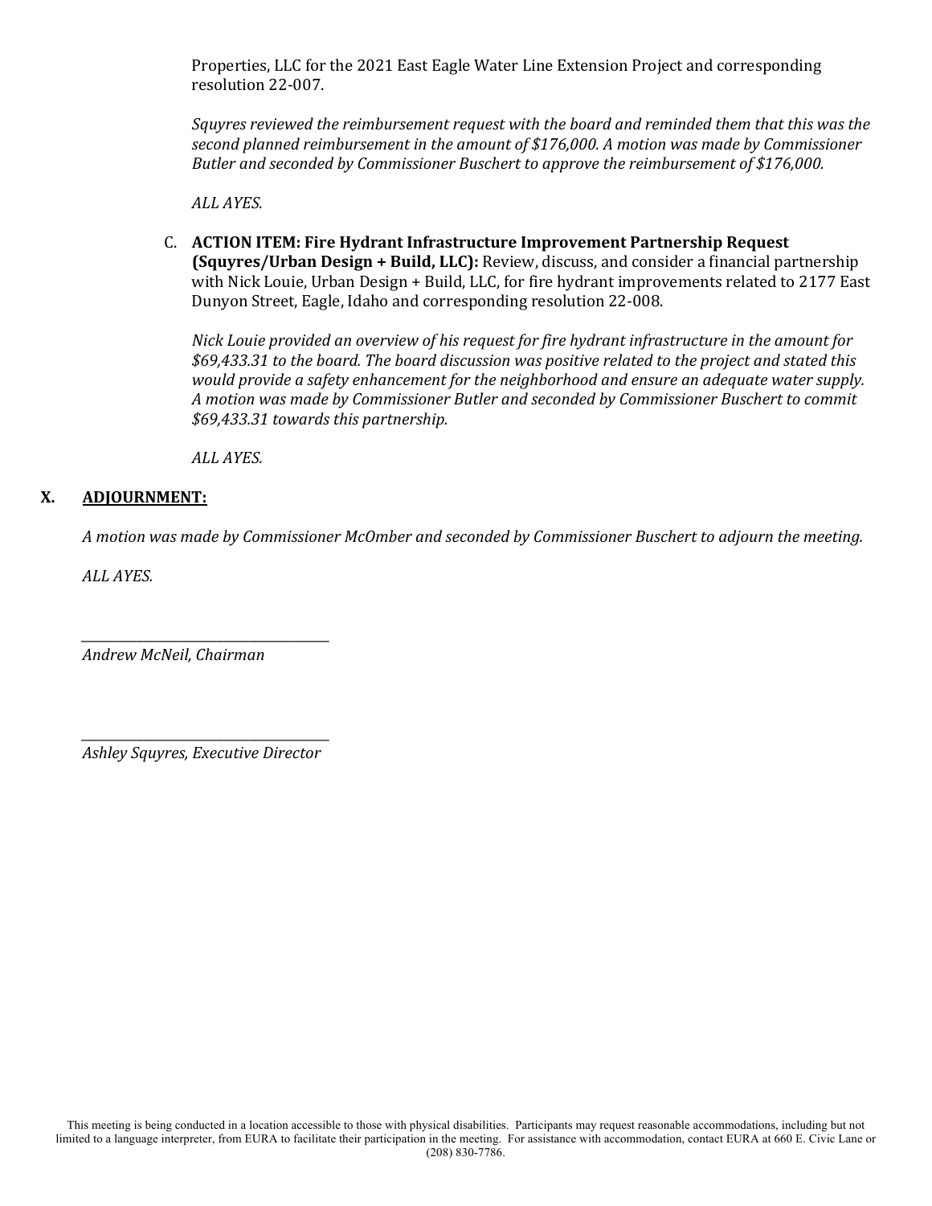Properties, LLC for the 2021 East Eagle Water Line Extension Project and corresponding resolution 22-007.

*Squyres reviewed the reimbursement request with the board and reminded them that this was the second planned reimbursement in the amount of $176,000. A motion was made by Commissioner Butler and seconded by Commissioner Buschert to approve the reimbursement of $176,000.*

*ALL AYES.*

C. **ACTION ITEM: Fire Hydrant Infrastructure Improvement Partnership Request (Squyres/Urban Design + Build, LLC):** Review, discuss, and consider a financial partnership with Nick Louie, Urban Design + Build, LLC, for fire hydrant improvements related to 2177 East Dunyon Street, Eagle, Idaho and corresponding resolution 22-008.

*Nick Louie provided an overview of his request for fire hydrant infrastructure in the amount for $69,433.31 to the board. The board discussion was positive related to the project and stated this would provide a safety enhancement for the neighborhood and ensure an adequate water supply. A motion was made by Commissioner Butler and seconded by Commissioner Buschert to commit $69,433.31 towards this partnership.*

*ALL AYES.*

## X. ADJOURNMENT:

*A motion was made by Commissioner McOmber and seconded by Commissioner Buschert to adjourn the meeting.*

*ALL AYES.*

\_\_\_\_\_\_\_\_\_\_\_\_\_\_\_\_\_\_\_\_\_\_\_\_\_\_\_\_\_\_\_\_\_\_\_\_\_\_
*Andrew McNeil, Chairman*

\_\_\_\_\_\_\_\_\_\_\_\_\_\_\_\_\_\_\_\_\_\_\_\_\_\_\_\_\_\_\_\_\_\_\_\_\_\_
*Ashley Squyres, Executive Director*

This meeting is being conducted in a location accessible to those with physical disabilities. Participants may request reasonable accommodations, including but not limited to a language interpreter, from EURA to facilitate their participation in the meeting. For assistance with accommodation, contact EURA at 660 E. Civic Lane or (208) 830-7786.